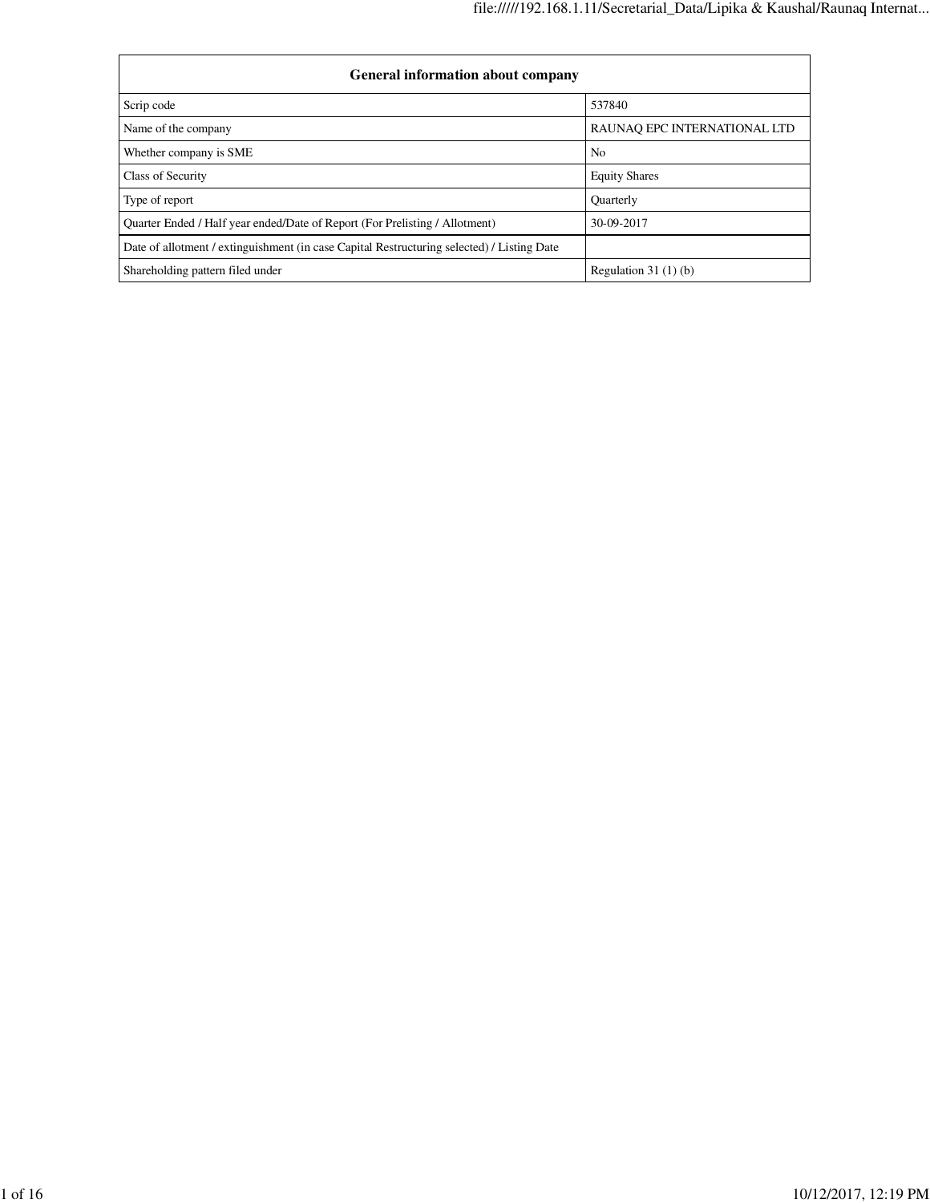| General information about company | |
|---|---|
| Scrip code | 537840 |
| Name of the company | RAUNAQ EPC INTERNATIONAL LTD |
| Whether company is SME | No |
| Class of Security | Equity Shares |
| Type of report | Quarterly |
| Quarter Ended / Half year ended/Date of Report (For Prelisting / Allotment) | 30-09-2017 |
| Date of allotment / extinguishment (in case Capital Restructuring selected) / Listing Date | |
| Shareholding pattern filed under | Regulation 31 (1) (b) |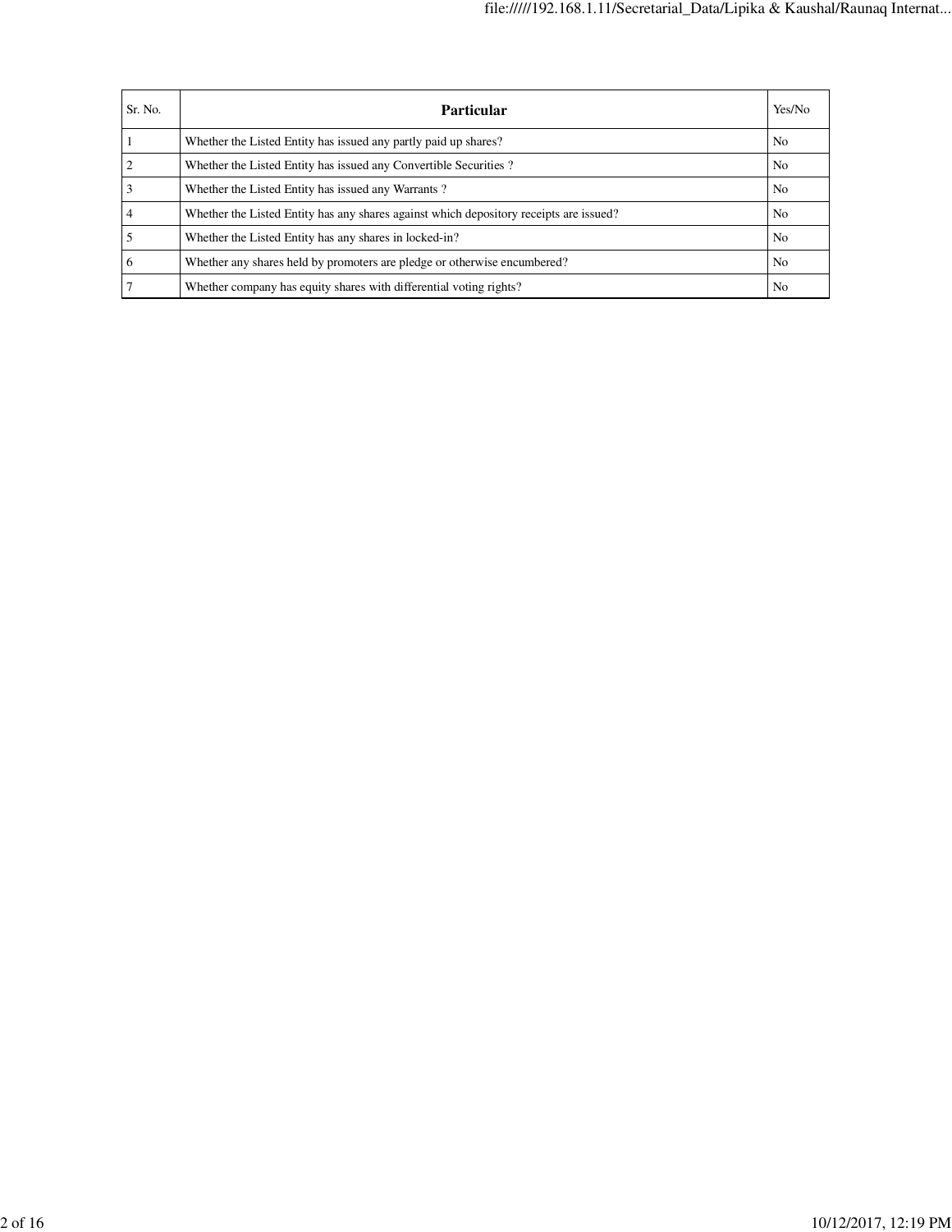| Sr. No. | Particular | Yes/No |
|---|---|---|
| 1 | Whether the Listed Entity has issued any partly paid up shares? | No |
| 2 | Whether the Listed Entity has issued any Convertible Securities ? | No |
| 3 | Whether the Listed Entity has issued any Warrants ? | No |
| 4 | Whether the Listed Entity has any shares against which depository receipts are issued? | No |
| 5 | Whether the Listed Entity has any shares in locked-in? | No |
| 6 | Whether any shares held by promoters are pledge or otherwise encumbered? | No |
| 7 | Whether company has equity shares with differential voting rights? | No |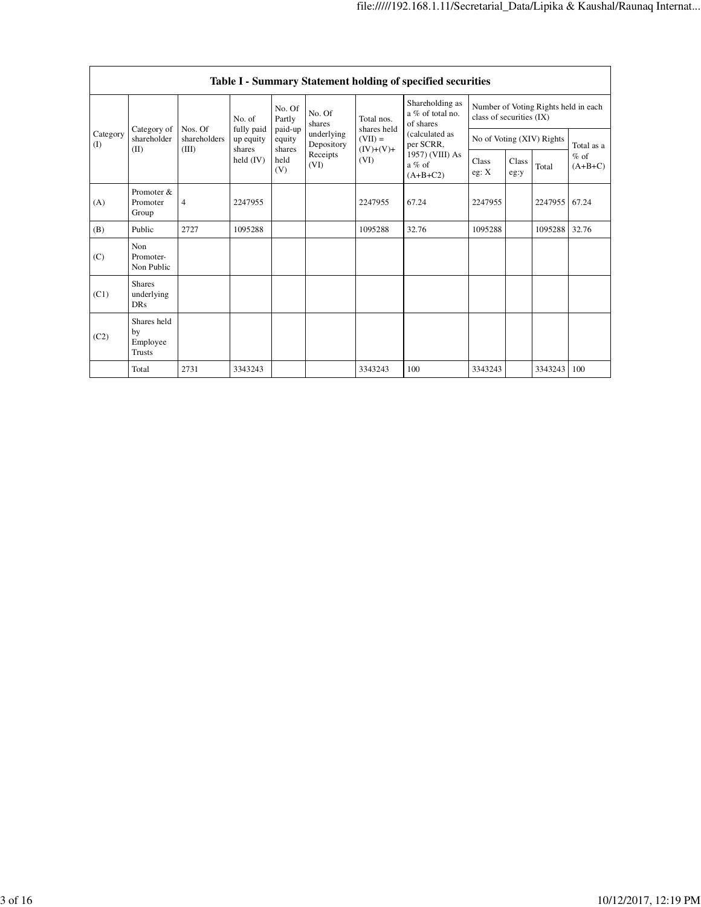| Table I - Summary Statement holding of specified securities | | | | | | | | | | | |
|---|---|---|---|---|---|---|---|---|---|---|---|
| Category (I) | Category of shareholder (II) | Nos. Of shareholders (III) | No. of fully paid up equity shares held (IV) | No. Of Partly paid-up equity shares held (V) | No. Of shares underlying Depository Receipts (VI) | Total nos. shares held (VII) = (IV)+(V)+ (VI) | Shareholding as a % of total no. of shares (calculated as per SCRR, 1957) (VIII) As a % of (A+B+C2) | Number of Voting Rights held in each class of securities (IX) | | | |
| | | | | | | | | No of Voting (XIV) Rights | | | Total as a % of (A+B+C) |
| | | | | | | | | Class eg: X | Class eg:y | Total | |
| (A) | Promoter & Promoter Group | 4 | 2247955 | | | 2247955 | 67.24 | 2247955 | | 2247955 | 67.24 |
| (B) | Public | 2727 | 1095288 | | | 1095288 | 32.76 | 1095288 | | 1095288 | 32.76 |
| (C) | Non Promoter- Non Public | | | | | | | | | | |
| (C1) | Shares underlying DRs | | | | | | | | | | |
| (C2) | Shares held by Employee Trusts | | | | | | | | | | |
| | Total | 2731 | 3343243 | | | 3343243 | 100 | 3343243 | | 3343243 | 100 |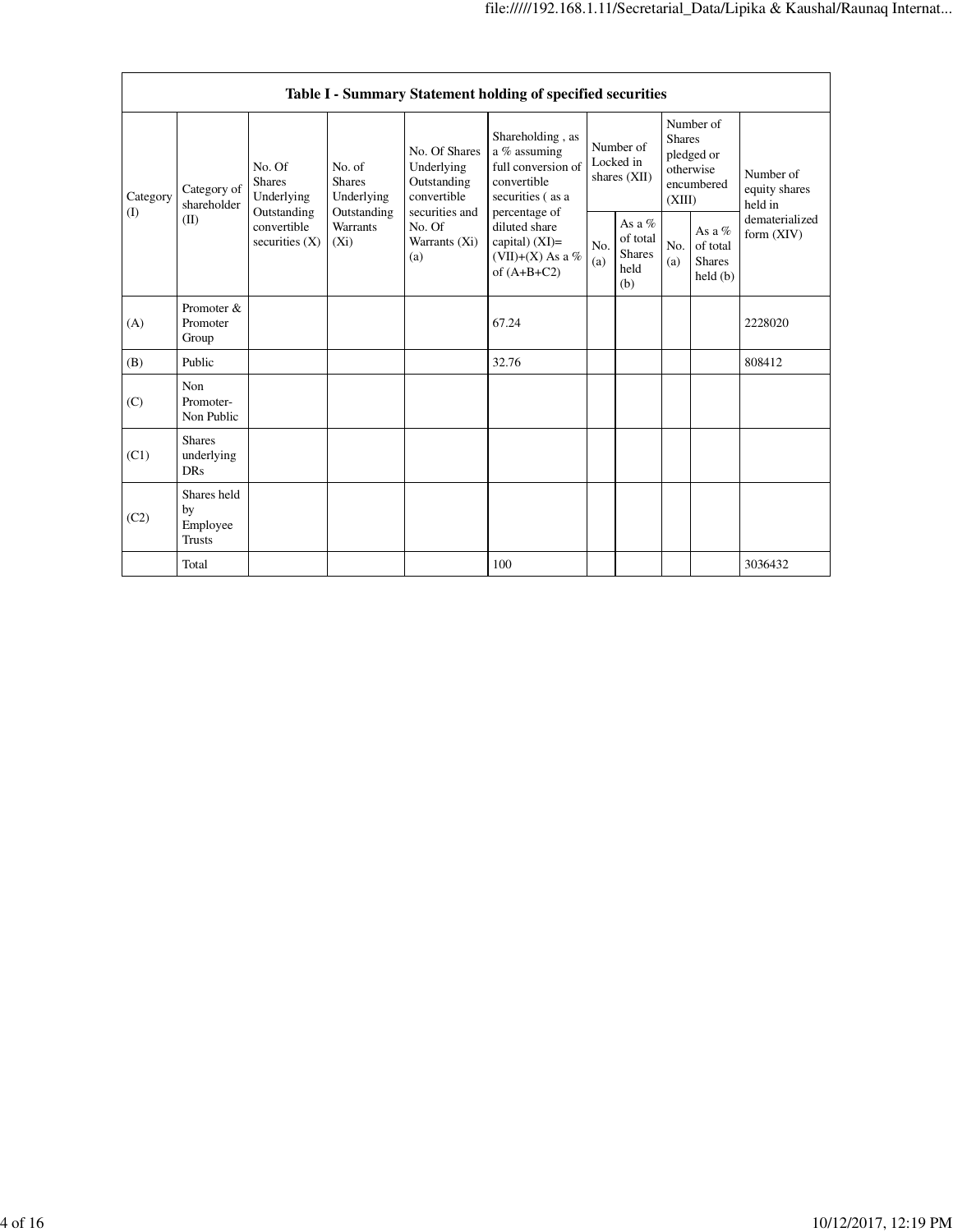| Table I - Summary Statement holding of specified securities | | | | | | | | | | |
|---|---|---|---|---|---|---|---|---|---|---|
| Category (I) | Category of shareholder (II) | No. Of Shares Underlying Outstanding convertible securities (X) | No. of Shares Underlying Outstanding Warrants (Xi) | No. Of Shares Underlying Outstanding convertible securities and No. Of Warrants (Xi) (a) | Shareholding , as a % assuming full conversion of convertible securities ( as a percentage of diluted share capital) (XI)= (VII)+(X) As a % of (A+B+C2) | Number of Locked in shares (XII) | | Number of Shares pledged or otherwise encumbered (XIII) | | Number of equity shares held in dematerialized form (XIV) |
| | | | | | | No. (a) | As a % of total Shares held (b) | No. (a) | As a % of total Shares held (b) | |
| (A) | Promoter & Promoter Group | | | | 67.24 | | | | | 2228020 |
| (B) | Public | | | | 32.76 | | | | | 808412 |
| (C) | Non Promoter- Non Public | | | | | | | | | |
| (C1) | Shares underlying DRs | | | | | | | | | |
| (C2) | Shares held by Employee Trusts | | | | | | | | | |
| | Total | | | | 100 | | | | | 3036432 |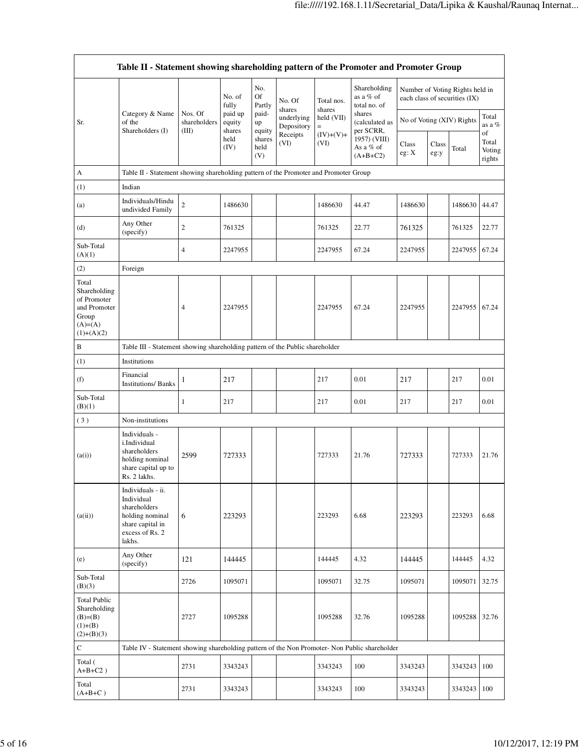| Table II - Statement showing shareholding pattern of the Promoter and Promoter Group | | | | | | | | | | | |
|---|---|---|---|---|---|---|---|---|---|---|---|
| Sr. | Category & Name of the Shareholders (I) | Nos. Of shareholders (III) | No. of fully paid up equity shares held (IV) | No. Of Partly paid-up equity shares held (V) | No. Of shares underlying Depository Receipts (VI) | Total nos. shares held (VII) = (IV)+(V)+ (VI) | Shareholding as a % of total no. of shares (calculated as per SCRR, 1957) (VIII) As a % of (A+B+C2) | Number of Voting Rights held in each class of securities (IX) | | | |
| | | | | | | | | No of Voting (XIV) Rights | | | Total as a % of Total Voting rights |
| | | | | | | | | Class eg: X | Class eg:y | Total | |
| A | Table II - Statement showing shareholding pattern of the Promoter and Promoter Group | | | | | | | | | | |
| (1) | Indian | | | | | | | | | | |
| (a) | Individuals/Hindu undivided Family | 2 | 1486630 | | | 1486630 | 44.47 | 1486630 | | 1486630 | 44.47 |
| (d) | Any Other (specify) | 2 | 761325 | | | 761325 | 22.77 | 761325 | | 761325 | 22.77 |
| Sub-Total (A)(1) | | 4 | 2247955 | | | 2247955 | 67.24 | 2247955 | | 2247955 | 67.24 |
| (2) | Foreign | | | | | | | | | | |
| Total Shareholding of Promoter and Promoter Group (A)=(A)(1)+(A)(2) | | 4 | 2247955 | | | 2247955 | 67.24 | 2247955 | | 2247955 | 67.24 |
| B | Table III - Statement showing shareholding pattern of the Public shareholder | | | | | | | | | | |
| (1) | Institutions | | | | | | | | | | |
| (f) | Financial Institutions/ Banks | 1 | 217 | | | 217 | 0.01 | 217 | | 217 | 0.01 |
| Sub-Total (B)(1) | | 1 | 217 | | | 217 | 0.01 | 217 | | 217 | 0.01 |
| ( 3 ) | Non-institutions | | | | | | | | | | |
| (a(i)) | Individuals - i.Individual shareholders holding nominal share capital up to Rs. 2 lakhs. | 2599 | 727333 | | | 727333 | 21.76 | 727333 | | 727333 | 21.76 |
| (a(ii)) | Individuals - ii. Individual shareholders holding nominal share capital in excess of Rs. 2 lakhs. | 6 | 223293 | | | 223293 | 6.68 | 223293 | | 223293 | 6.68 |
| (e) | Any Other (specify) | 121 | 144445 | | | 144445 | 4.32 | 144445 | | 144445 | 4.32 |
| Sub-Total (B)(3) | | 2726 | 1095071 | | | 1095071 | 32.75 | 1095071 | | 1095071 | 32.75 |
| Total Public Shareholding (B)=(B)(1)+(B)(2)+(B)(3) | | 2727 | 1095288 | | | 1095288 | 32.76 | 1095288 | | 1095288 | 32.76 |
| C | Table IV - Statement showing shareholding pattern of the Non Promoter- Non Public shareholder | | | | | | | | | | |
| Total ( A+B+C2 ) | | 2731 | 3343243 | | | 3343243 | 100 | 3343243 | | 3343243 | 100 |
| Total (A+B+C ) | | 2731 | 3343243 | | | 3343243 | 100 | 3343243 | | 3343243 | 100 |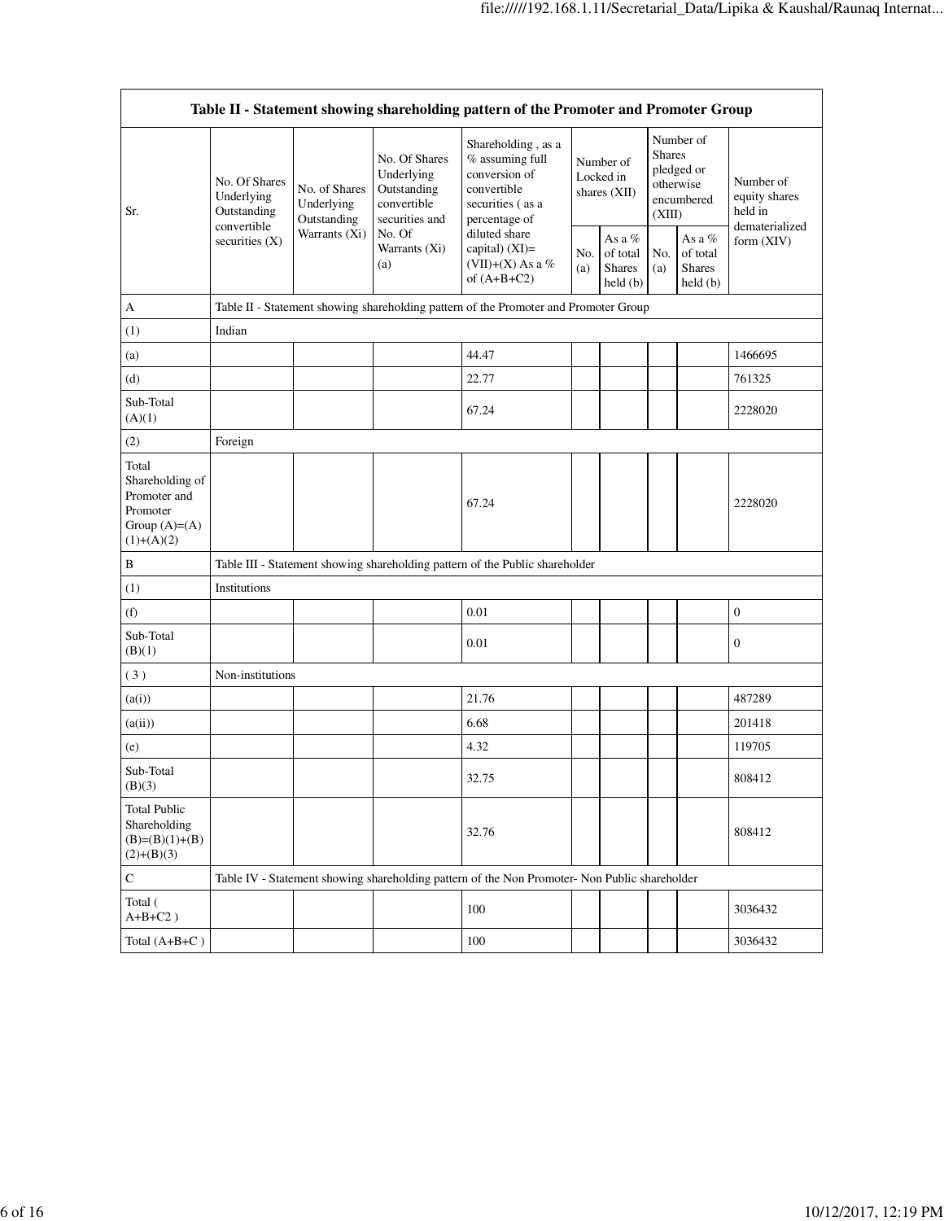| Table II - Statement showing shareholding pattern of the Promoter and Promoter Group | | | | | | | | | |
|---|---|---|---|---|---|---|---|---|---|
| Sr. | No. Of Shares Underlying Outstanding convertible securities (X) | No. of Shares Underlying Outstanding Warrants (Xi) | No. Of Shares Underlying Outstanding convertible securities and No. Of Warrants (Xi) (a) | Shareholding , as a % assuming full conversion of convertible securities ( as a percentage of diluted share capital) (XI)= (VII)+(X) As a % of (A+B+C2) | Number of Locked in shares (XII) | | Number of Shares pledged or otherwise encumbered (XIII) | | Number of equity shares held in dematerialized form (XIV) |
| | | | | | No. (a) | As a % of total Shares held (b) | No. (a) | As a % of total Shares held (b) | |
| A | Table II - Statement showing shareholding pattern of the Promoter and Promoter Group | | | | | | | | |
| (1) | Indian | | | | | | | | |
| (a) | | | | 44.47 | | | | | 1466695 |
| (d) | | | | 22.77 | | | | | 761325 |
| Sub-Total (A)(1) | | | | 67.24 | | | | | 2228020 |
| (2) | Foreign | | | | | | | | |
| Total Shareholding of Promoter and Promoter Group (A)=(A)(1)+(A)(2) | | | | 67.24 | | | | | 2228020 |
| B | Table III - Statement showing shareholding pattern of the Public shareholder | | | | | | | | |
| (1) | Institutions | | | | | | | | |
| (f) | | | | 0.01 | | | | | 0 |
| Sub-Total (B)(1) | | | | 0.01 | | | | | 0 |
| ( 3 ) | Non-institutions | | | | | | | | |
| (a(i)) | | | | 21.76 | | | | | 487289 |
| (a(ii)) | | | | 6.68 | | | | | 201418 |
| (e) | | | | 4.32 | | | | | 119705 |
| Sub-Total (B)(3) | | | | 32.75 | | | | | 808412 |
| Total Public Shareholding (B)=(B)(1)+(B)(2)+(B)(3) | | | | 32.76 | | | | | 808412 |
| C | Table IV - Statement showing shareholding pattern of the Non Promoter- Non Public shareholder | | | | | | | | |
| Total ( A+B+C2 ) | | | | 100 | | | | | 3036432 |
| Total (A+B+C ) | | | | 100 | | | | | 3036432 |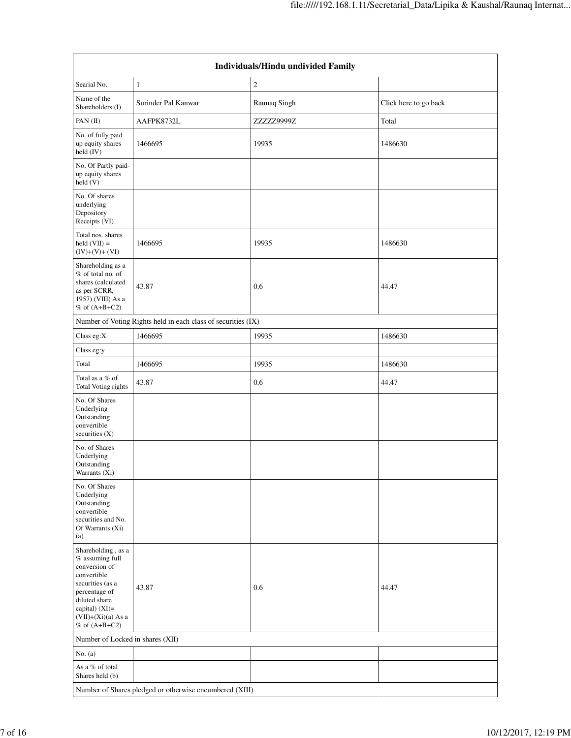| Individuals/Hindu undivided Family | | | |
|---|---|---|---|
| Searial No. | 1 | 2 | |
| Name of the Shareholders (I) | Surinder Pal Kanwar | Raunaq Singh | Click here to go back |
| PAN (II) | AAFPK8732L | ZZZZZ9999Z | Total |
| No. of fully paid up equity shares held (IV) | 1466695 | 19935 | 1486630 |
| No. Of Partly paid-up equity shares held (V) | | | |
| No. Of shares underlying Depository Receipts (VI) | | | |
| Total nos. shares held (VII) = (IV)+(V)+ (VI) | 1466695 | 19935 | 1486630 |
| Shareholding as a % of total no. of shares (calculated as per SCRR, 1957) (VIII) As a % of (A+B+C2) | 43.87 | 0.6 | 44.47 |
| Number of Voting Rights held in each class of securities (IX) | | | |
| Class eg:X | 1466695 | 19935 | 1486630 |
| Class eg:y | | | |
| Total | 1466695 | 19935 | 1486630 |
| Total as a % of Total Voting rights | 43.87 | 0.6 | 44.47 |
| No. Of Shares Underlying Outstanding convertible securities (X) | | | |
| No. of Shares Underlying Outstanding Warrants (Xi) | | | |
| No. Of Shares Underlying Outstanding convertible securities and No. Of Warrants (Xi) (a) | | | |
| Shareholding , as a % assuming full conversion of convertible securities (as a percentage of diluted share capital) (XI)= (VII)+(Xi)(a) As a % of (A+B+C2) | 43.87 | 0.6 | 44.47 |
| Number of Locked in shares (XII) | | | |
| No. (a) | | | |
| As a % of total Shares held (b) | | | |
| Number of Shares pledged or otherwise encumbered (XIII) | | | |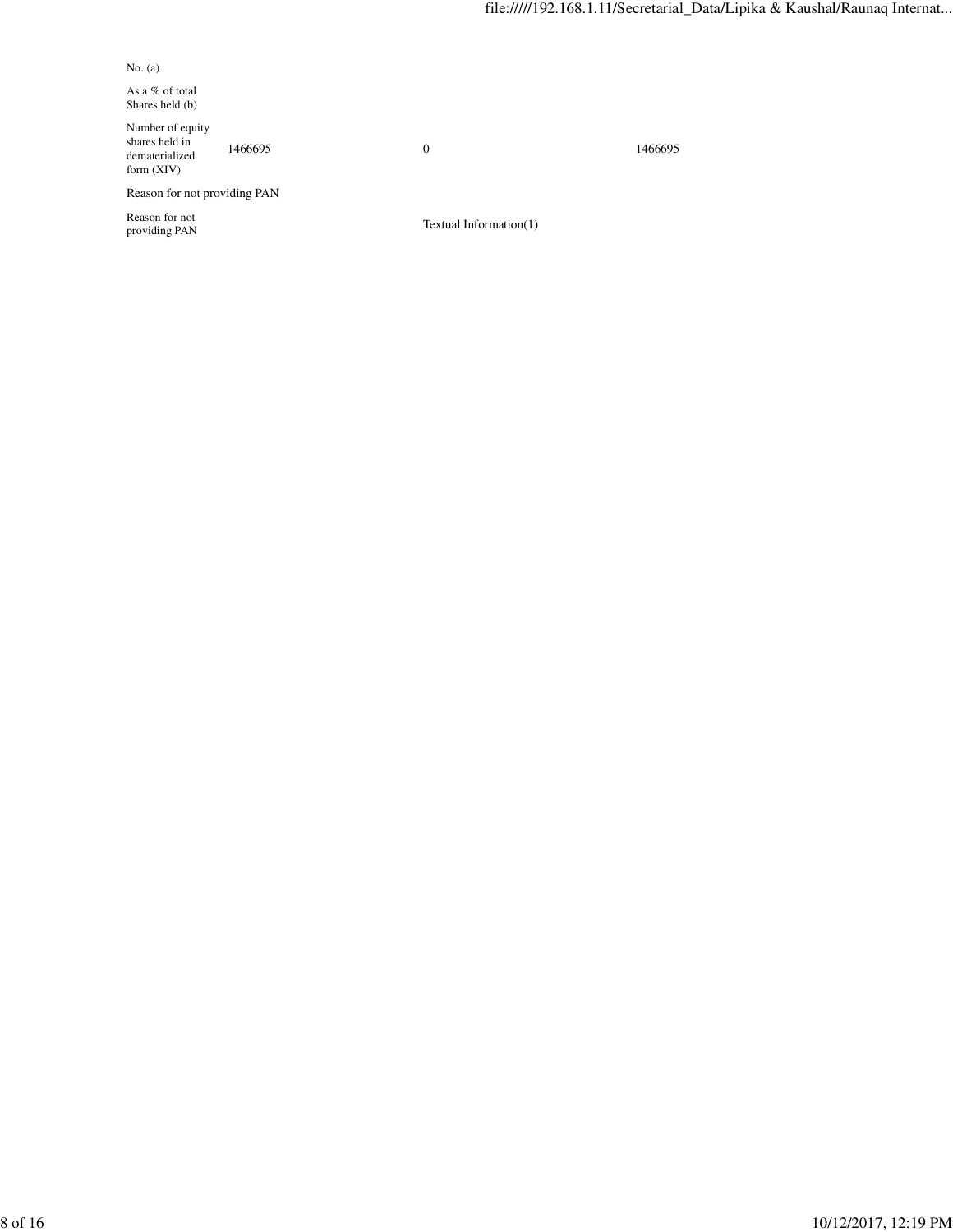| | | | |
|---|---|---|---|
| No. (a) | | | |
| As a % of total Shares held (b) | | | |
| Number of equity shares held in dematerialized form (XIV) | 1466695 | 0 | 1466695 |
| Reason for not providing PAN | | | |
| Reason for not providing PAN | | Textual Information(1) | |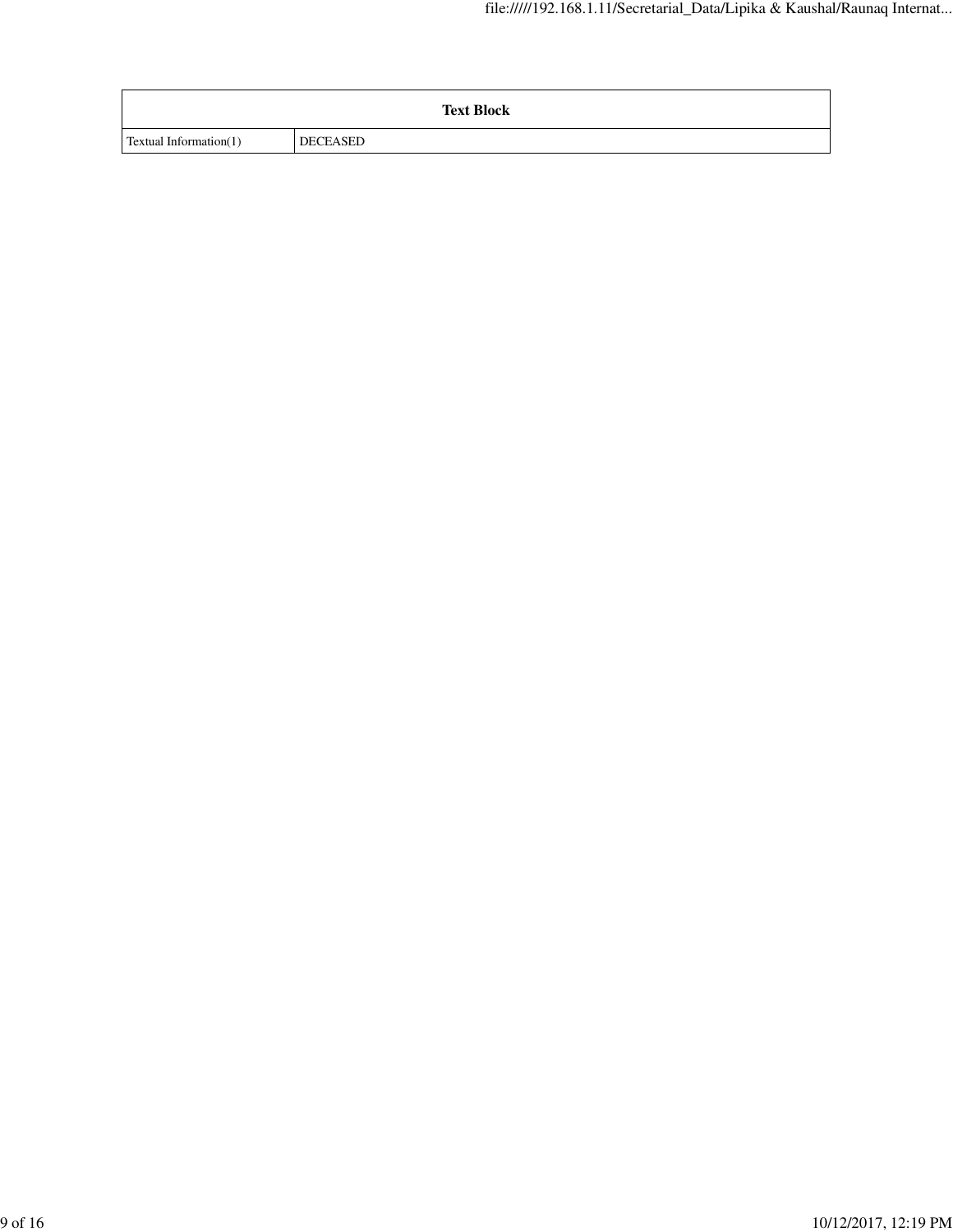| Text Block | |
|---|---|
| Textual Information(1) | DECEASED |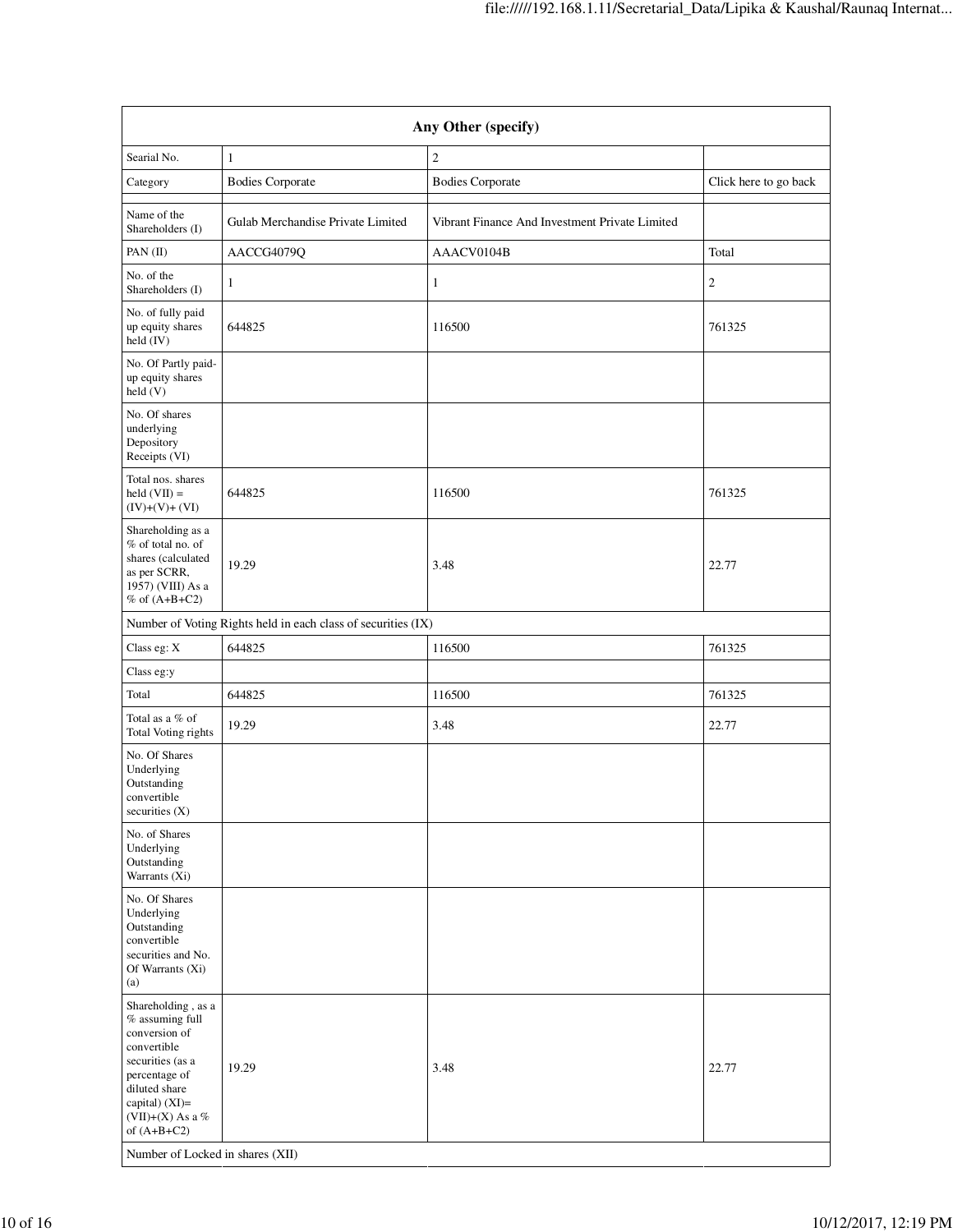| Any Other (specify) | | | |
|---|---|---|---|
| Searial No. | 1 | 2 | |
| Category | Bodies Corporate | Bodies Corporate | Click here to go back |
| | | | |
| Name of the Shareholders (I) | Gulab Merchandise Private Limited | Vibrant Finance And Investment Private Limited | |
| PAN (II) | AACCG4079Q | AAACV0104B | Total |
| No. of the Shareholders (I) | 1 | 1 | 2 |
| No. of fully paid up equity shares held (IV) | 644825 | 116500 | 761325 |
| No. Of Partly paid-up equity shares held (V) | | | |
| No. Of shares underlying Depository Receipts (VI) | | | |
| Total nos. shares held (VII) = (IV)+(V)+ (VI) | 644825 | 116500 | 761325 |
| Shareholding as a % of total no. of shares (calculated as per SCRR, 1957) (VIII) As a % of (A+B+C2) | 19.29 | 3.48 | 22.77 |
| Number of Voting Rights held in each class of securities (IX) | | | |
| Class eg: X | 644825 | 116500 | 761325 |
| Class eg:y | | | |
| Total | 644825 | 116500 | 761325 |
| Total as a % of Total Voting rights | 19.29 | 3.48 | 22.77 |
| No. Of Shares Underlying Outstanding convertible securities (X) | | | |
| No. of Shares Underlying Outstanding Warrants (Xi) | | | |
| No. Of Shares Underlying Outstanding convertible securities and No. Of Warrants (Xi) (a) | | | |
| Shareholding , as a % assuming full conversion of convertible securities (as a percentage of diluted share capital) (XI)= (VII)+(X) As a % of (A+B+C2) | 19.29 | 3.48 | 22.77 |
| Number of Locked in shares (XII) | | | |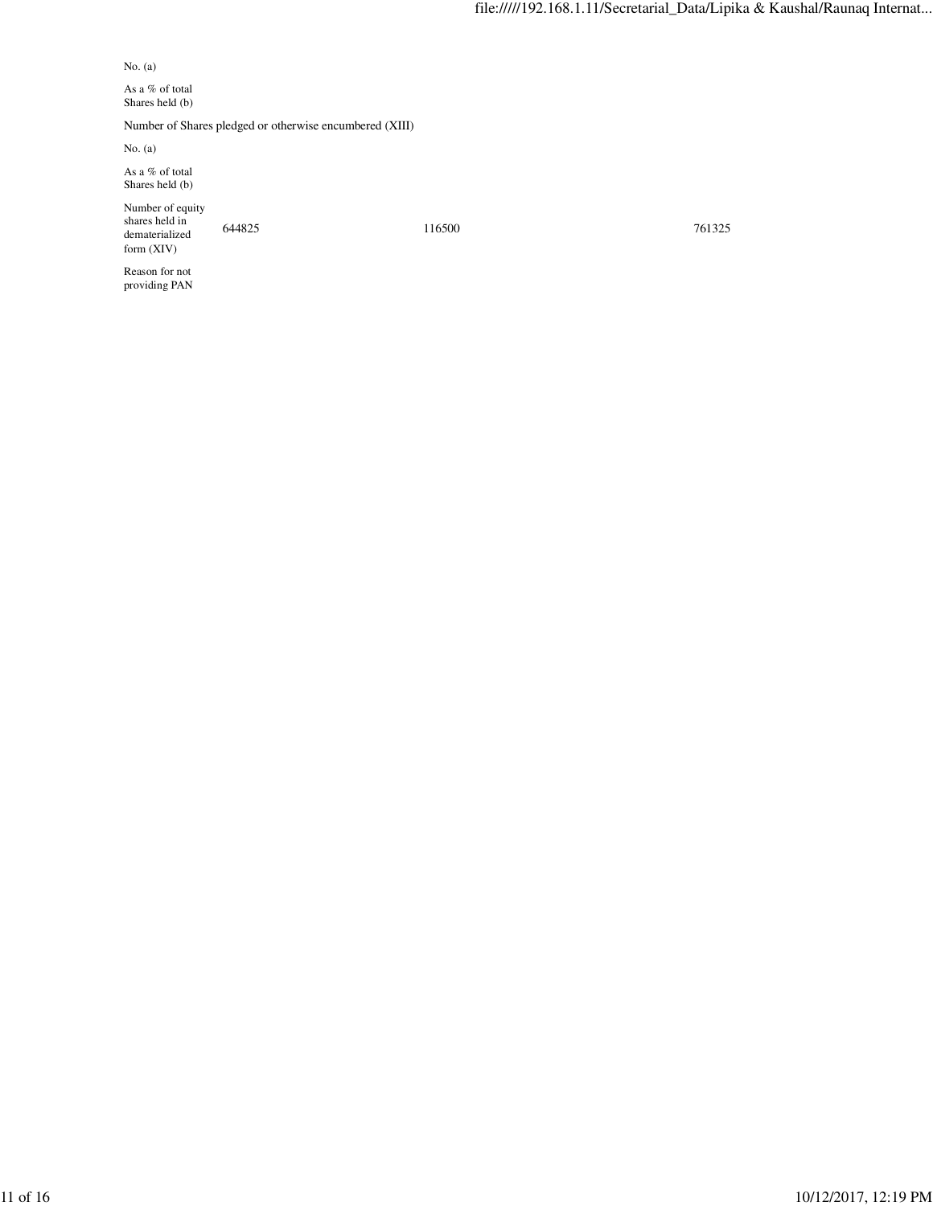| | | | |
|---|---|---|---|
| No. (a) | | | |
| As a % of total Shares held (b) | | | |
| Number of Shares pledged or otherwise encumbered (XIII) | | | |
| No. (a) | | | |
| As a % of total Shares held (b) | | | |
| Number of equity shares held in dematerialized form (XIV) | 644825 | 116500 | 761325 |
| Reason for not providing PAN | | | |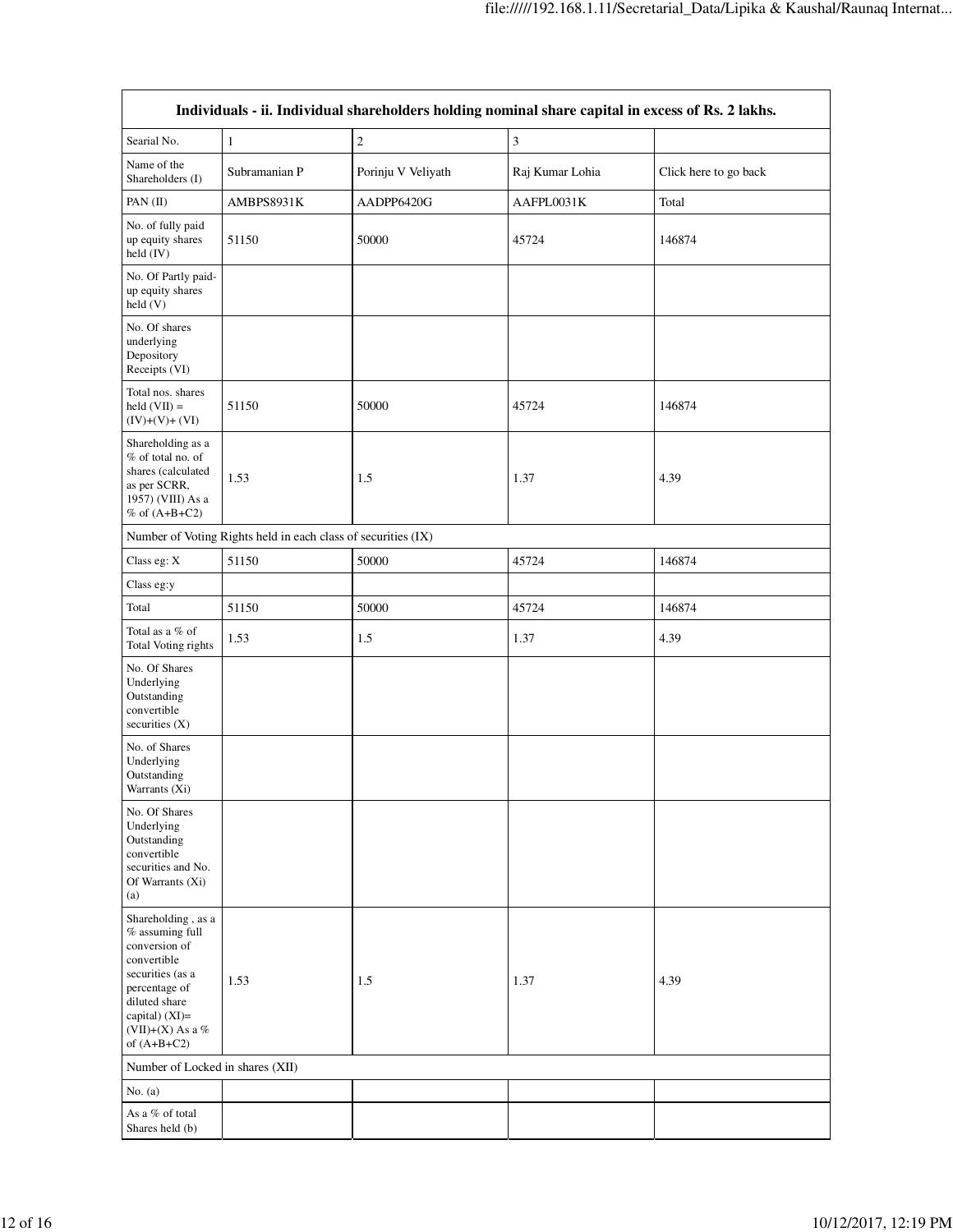| Individuals - ii. Individual shareholders holding nominal share capital in excess of Rs. 2 lakhs. | | | | |
|---|---|---|---|---|
| Searial No. | 1 | 2 | 3 | |
| Name of the Shareholders (I) | Subramanian P | Porinju V Veliyath | Raj Kumar Lohia | Click here to go back |
| PAN (II) | AMBPS8931K | AADPP6420G | AAFPL0031K | Total |
| No. of fully paid up equity shares held (IV) | 51150 | 50000 | 45724 | 146874 |
| No. Of Partly paid-up equity shares held (V) | | | | |
| No. Of shares underlying Depository Receipts (VI) | | | | |
| Total nos. shares held (VII) = (IV)+(V)+ (VI) | 51150 | 50000 | 45724 | 146874 |
| Shareholding as a % of total no. of shares (calculated as per SCRR, 1957) (VIII) As a % of (A+B+C2) | 1.53 | 1.5 | 1.37 | 4.39 |
| Number of Voting Rights held in each class of securities (IX) | | | | |
| Class eg: X | 51150 | 50000 | 45724 | 146874 |
| Class eg:y | | | | |
| Total | 51150 | 50000 | 45724 | 146874 |
| Total as a % of Total Voting rights | 1.53 | 1.5 | 1.37 | 4.39 |
| No. Of Shares Underlying Outstanding convertible securities (X) | | | | |
| No. of Shares Underlying Outstanding Warrants (Xi) | | | | |
| No. Of Shares Underlying Outstanding convertible securities and No. Of Warrants (Xi) (a) | | | | |
| Shareholding , as a % assuming full conversion of convertible securities (as a percentage of diluted share capital) (XI)= (VII)+(X) As a % of (A+B+C2) | 1.53 | 1.5 | 1.37 | 4.39 |
| Number of Locked in shares (XII) | | | | |
| No. (a) | | | | |
| As a % of total Shares held (b) | | | | |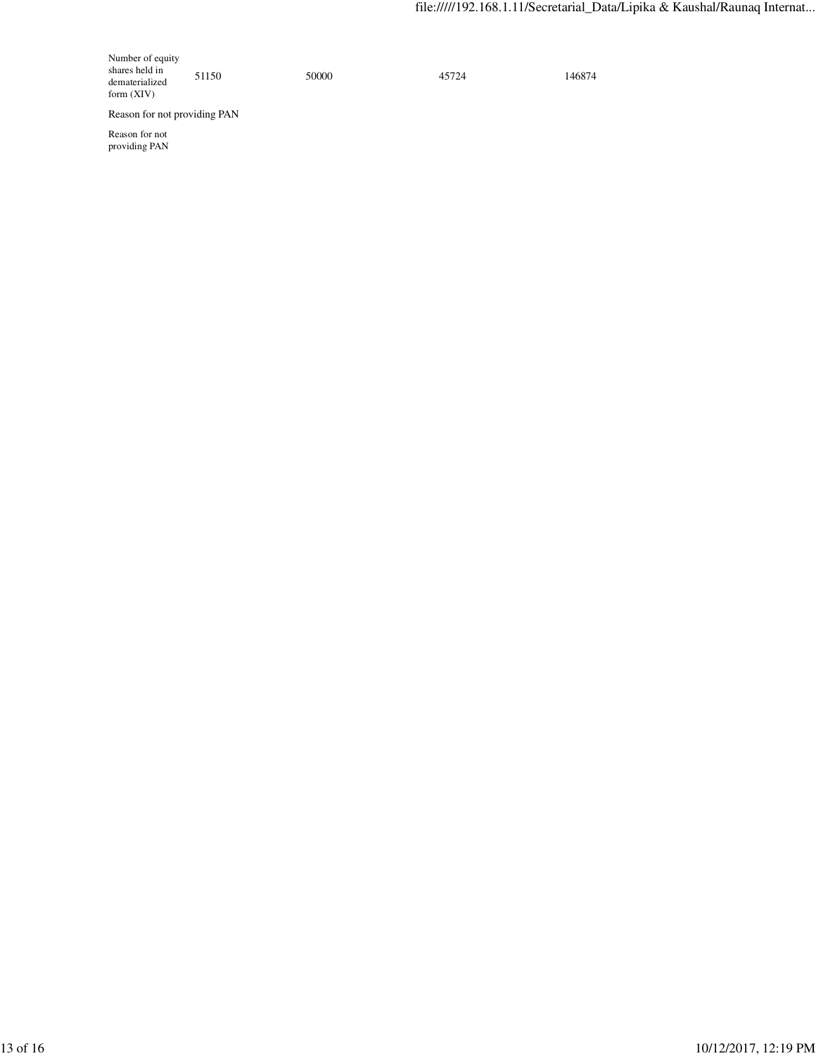| | | | | |
|---|---|---|---|---|
| Number of equity shares held in dematerialized form (XIV) | 51150 | 50000 | 45724 | 146874 |

Reason for not providing PAN

| | |
|---|---|
| Reason for not providing PAN | |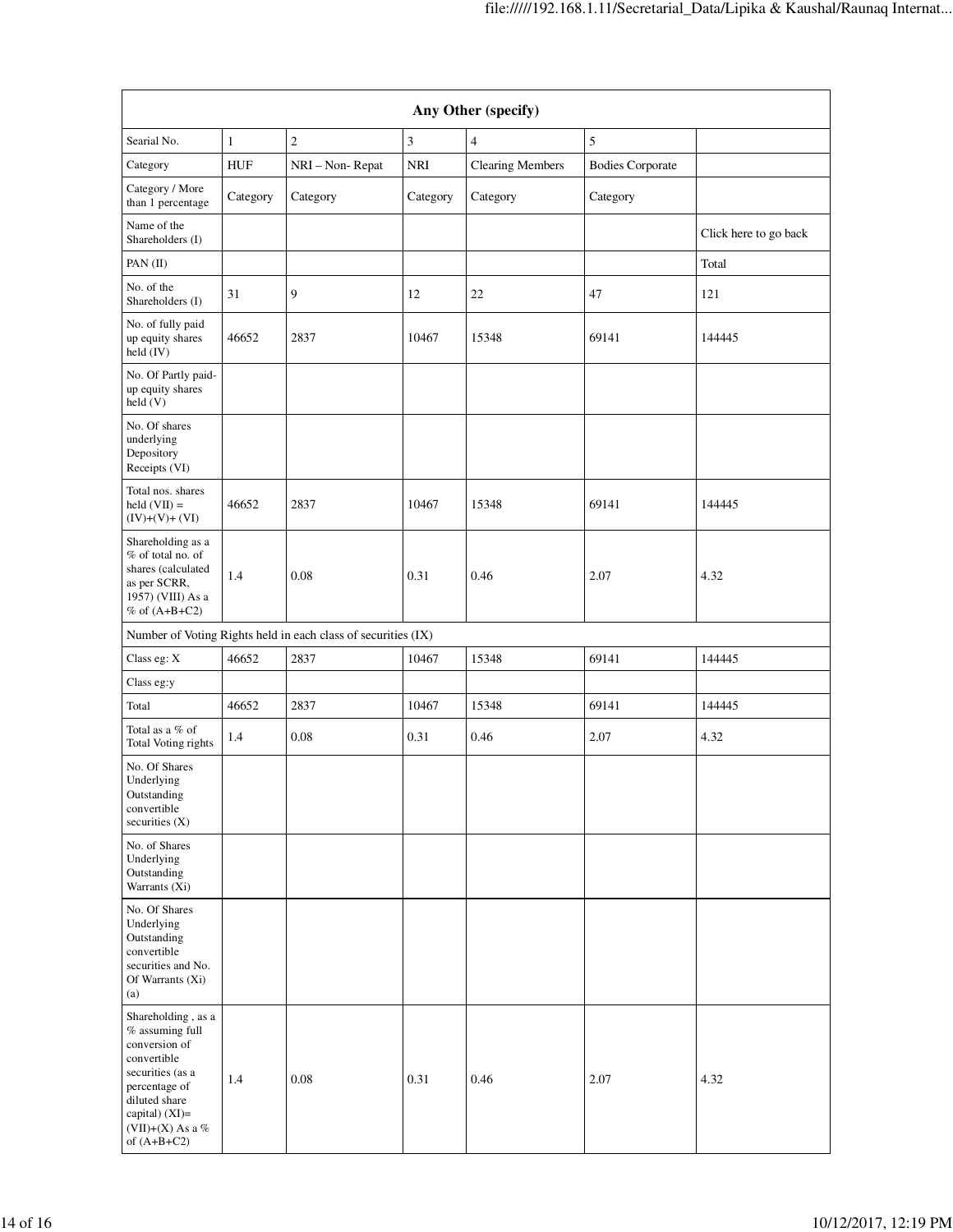| Any Other (specify) | | | | | | |
|---|---|---|---|---|---|---|
| Searial No. | 1 | 2 | 3 | 4 | 5 | |
| Category | HUF | NRI – Non- Repat | NRI | Clearing Members | Bodies Corporate | |
| Category / More than 1 percentage | Category | Category | Category | Category | Category | |
| Name of the Shareholders (I) | | | | | | Click here to go back |
| PAN (II) | | | | | | Total |
| No. of the Shareholders (I) | 31 | 9 | 12 | 22 | 47 | 121 |
| No. of fully paid up equity shares held (IV) | 46652 | 2837 | 10467 | 15348 | 69141 | 144445 |
| No. Of Partly paid-up equity shares held (V) | | | | | | |
| No. Of shares underlying Depository Receipts (VI) | | | | | | |
| Total nos. shares held (VII) = (IV)+(V)+ (VI) | 46652 | 2837 | 10467 | 15348 | 69141 | 144445 |
| Shareholding as a % of total no. of shares (calculated as per SCRR, 1957) (VIII) As a % of (A+B+C2) | 1.4 | 0.08 | 0.31 | 0.46 | 2.07 | 4.32 |
| Number of Voting Rights held in each class of securities (IX) | | | | | | |
| Class eg: X | 46652 | 2837 | 10467 | 15348 | 69141 | 144445 |
| Class eg:y | | | | | | |
| Total | 46652 | 2837 | 10467 | 15348 | 69141 | 144445 |
| Total as a % of Total Voting rights | 1.4 | 0.08 | 0.31 | 0.46 | 2.07 | 4.32 |
| No. Of Shares Underlying Outstanding convertible securities (X) | | | | | | |
| No. of Shares Underlying Outstanding Warrants (Xi) | | | | | | |
| No. Of Shares Underlying Outstanding convertible securities and No. Of Warrants (Xi) (a) | | | | | | |
| Shareholding , as a % assuming full conversion of convertible securities (as a percentage of diluted share capital) (XI)= (VII)+(X) As a % of (A+B+C2) | 1.4 | 0.08 | 0.31 | 0.46 | 2.07 | 4.32 |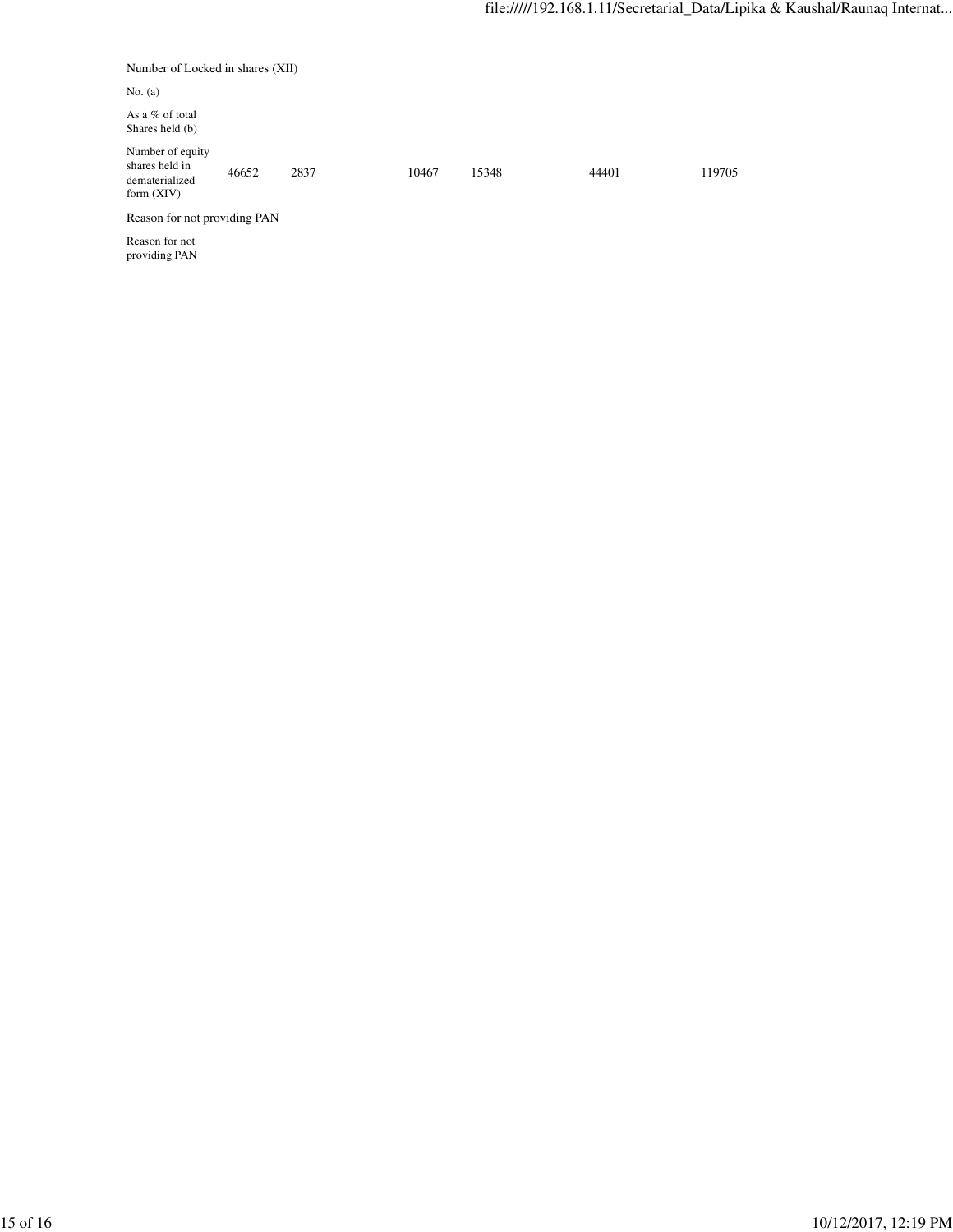| | | | | | | |
|---|---|---|---|---|---|---|
| Number of Locked in shares (XII) | | | | | | |
| No. (a) | | | | | | |
| As a % of total Shares held (b) | | | | | | |
| Number of equity shares held in dematerialized form (XIV) | 46652 | 2837 | 10467 | 15348 | 44401 | 119705 |
| Reason for not providing PAN | | | | | | |
| Reason for not providing PAN | | | | | | |